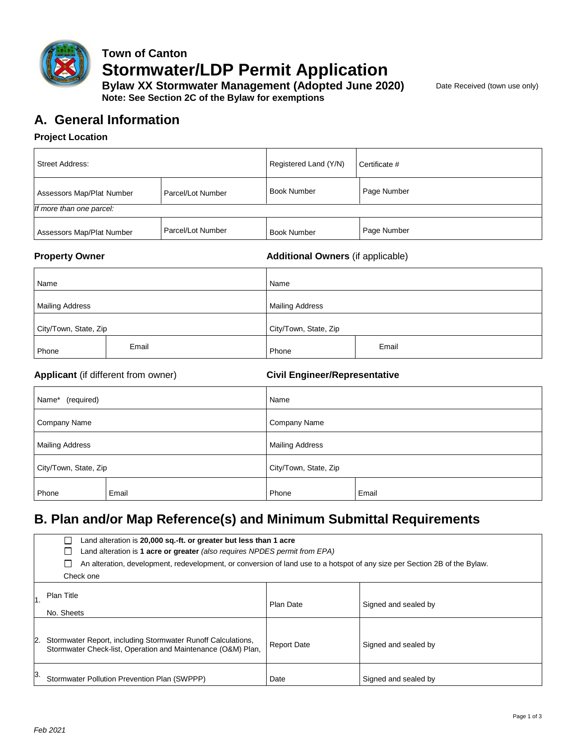# Town of Canton

# Stormwater/LDP Permit Application

**Bylaw XX Stormwater Management (Adopted June 2020)**

**Note: See Section 2C of the Bylaw for exemptions**

Date Received (town use only)

## A. General Information

### Project Location

| Street Address: | | Registered Land (Y/N) | Certificate # |
|---|---|---|---|
| Assessors Map/Plat Number | Parcel/Lot Number | Book Number | Page Number |
| *If more than one parcel:* | | | |
| Assessors Map/Plat Number | Parcel/Lot Number | Book Number | Page Number |

### Property Owner / Additional Owners (if applicable)

| **Property Owner** | | **Additional Owners** (if applicable) | |
|---|---|---|---|
| Name | | Name | |
| Mailing Address | | Mailing Address | |
| City/Town, State, Zip | | City/Town, State, Zip | |
| Phone | Email | Phone | Email |

### Applicant (if different from owner) / Civil Engineer/Representative

| **Applicant** (if different from owner) | | **Civil Engineer/Representative** | |
|---|---|---|---|
| Name* (required) | | Name | |
| Company Name | | Company Name | |
| Mailing Address | | Mailing Address | |
| City/Town, State, Zip | | City/Town, State, Zip | |
| Phone | Email | Phone | Email |

## B. Plan and/or Map Reference(s) and Minimum Submittal Requirements

- ☐ Land alteration is **20,000 sq.-ft. or greater but less than 1 acre**
- ☐ Land alteration is **1 acre or greater** *(also requires NPDES permit from EPA)*
- ☐ An alteration, development, redevelopment, or conversion of land use to a hotspot of any size per Section 2B of the Bylaw.

Check one

| | | |
|---|---|---|
| 1. Plan Title<br>No. Sheets | Plan Date | Signed and sealed by |
| 2. Stormwater Report, including Stormwater Runoff Calculations, Stormwater Check-list, Operation and Maintenance (O&M) Plan, | Report Date | Signed and sealed by |
| 3. Stormwater Pollution Prevention Plan (SWPPP) | Date | Signed and sealed by |

*Feb 2021*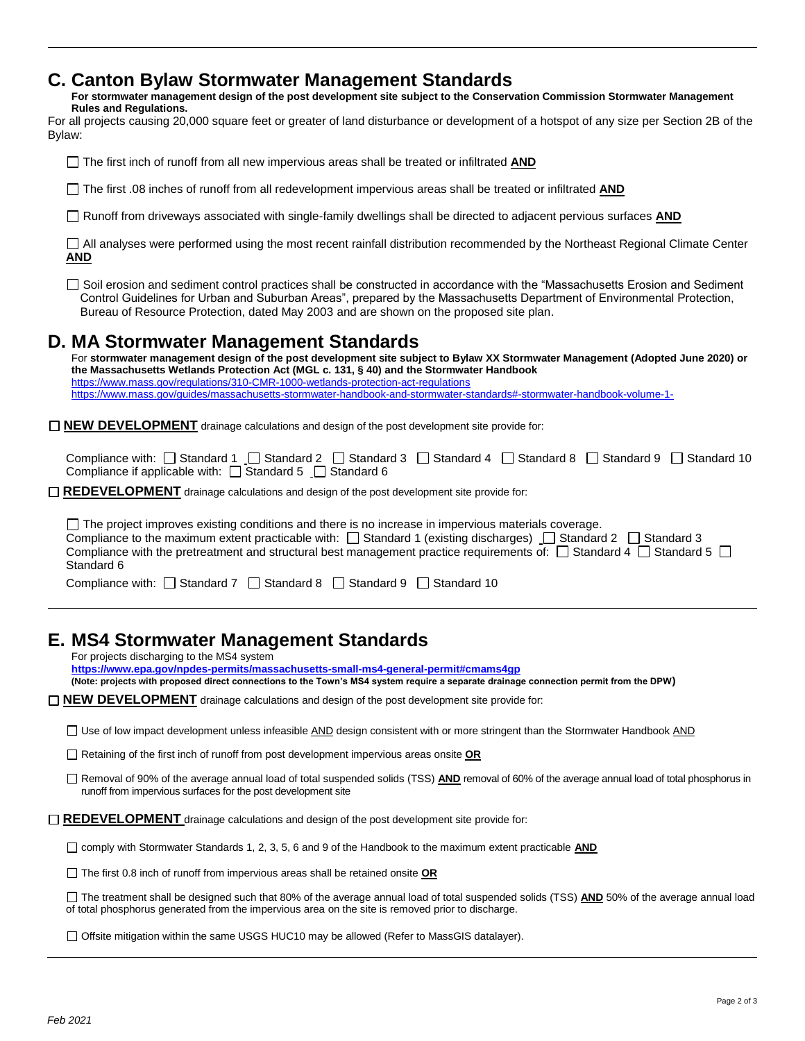## C. Canton Bylaw Stormwater Management Standards

**For stormwater management design of the post development site subject to the Conservation Commission Stormwater Management Rules and Regulations.**

For all projects causing 20,000 square feet or greater of land disturbance or development of a hotspot of any size per Section 2B of the Bylaw:

- ☐ The first inch of runoff from all new impervious areas shall be treated or infiltrated **AND**
- ☐ The first .08 inches of runoff from all redevelopment impervious areas shall be treated or infiltrated **AND**
- ☐ Runoff from driveways associated with single-family dwellings shall be directed to adjacent pervious surfaces **AND**
- ☐ All analyses were performed using the most recent rainfall distribution recommended by the Northeast Regional Climate Center **AND**
- ☐ Soil erosion and sediment control practices shall be constructed in accordance with the "Massachusetts Erosion and Sediment Control Guidelines for Urban and Suburban Areas", prepared by the Massachusetts Department of Environmental Protection, Bureau of Resource Protection, dated May 2003 and are shown on the proposed site plan.

## D. MA Stormwater Management Standards

For **stormwater management design of the post development site subject to Bylaw XX Stormwater Management (Adopted June 2020) or the Massachusetts Wetlands Protection Act (MGL c. 131, § 40) and the Stormwater Handbook**

https://www.mass.gov/regulations/310-CMR-1000-wetlands-protection-act-regulations

https://www.mass.gov/guides/massachusetts-stormwater-handbook-and-stormwater-standards#-stormwater-handbook-volume-1-

☐ **NEW DEVELOPMENT** drainage calculations and design of the post development site provide for:

Compliance with: ☐ Standard 1 ☐ Standard 2 ☐ Standard 3 ☐ Standard 4 ☐ Standard 8 ☐ Standard 9 ☐ Standard 10
Compliance if applicable with: ☐ Standard 5 ☐ Standard 6

☐ **REDEVELOPMENT** drainage calculations and design of the post development site provide for:

☐ The project improves existing conditions and there is no increase in impervious materials coverage.
Compliance to the maximum extent practicable with: ☐ Standard 1 (existing discharges) ☐ Standard 2 ☐ Standard 3
Compliance with the pretreatment and structural best management practice requirements of: ☐ Standard 4 ☐ Standard 5 ☐ Standard 6

Compliance with: ☐ Standard 7 ☐ Standard 8 ☐ Standard 9 ☐ Standard 10

## E. MS4 Stormwater Management Standards

For projects discharging to the MS4 system

**https://www.epa.gov/npdes-permits/massachusetts-small-ms4-general-permit#cmams4gp**

**(Note: projects with proposed direct connections to the Town's MS4 system require a separate drainage connection permit from the DPW)**

☐ **NEW DEVELOPMENT** drainage calculations and design of the post development site provide for:

- ☐ Use of low impact development unless infeasible AND design consistent with or more stringent than the Stormwater Handbook AND
- ☐ Retaining of the first inch of runoff from post development impervious areas onsite **OR**
- ☐ Removal of 90% of the average annual load of total suspended solids (TSS) **AND** removal of 60% of the average annual load of total phosphorus in runoff from impervious surfaces for the post development site

☐ **REDEVELOPMENT** drainage calculations and design of the post development site provide for:

- ☐ comply with Stormwater Standards 1, 2, 3, 5, 6 and 9 of the Handbook to the maximum extent practicable **AND**
- ☐ The first 0.8 inch of runoff from impervious areas shall be retained onsite **OR**
- ☐ The treatment shall be designed such that 80% of the average annual load of total suspended solids (TSS) **AND** 50% of the average annual load of total phosphorus generated from the impervious area on the site is removed prior to discharge.
- ☐ Offsite mitigation within the same USGS HUC10 may be allowed (Refer to MassGIS datalayer).

*Feb 2021*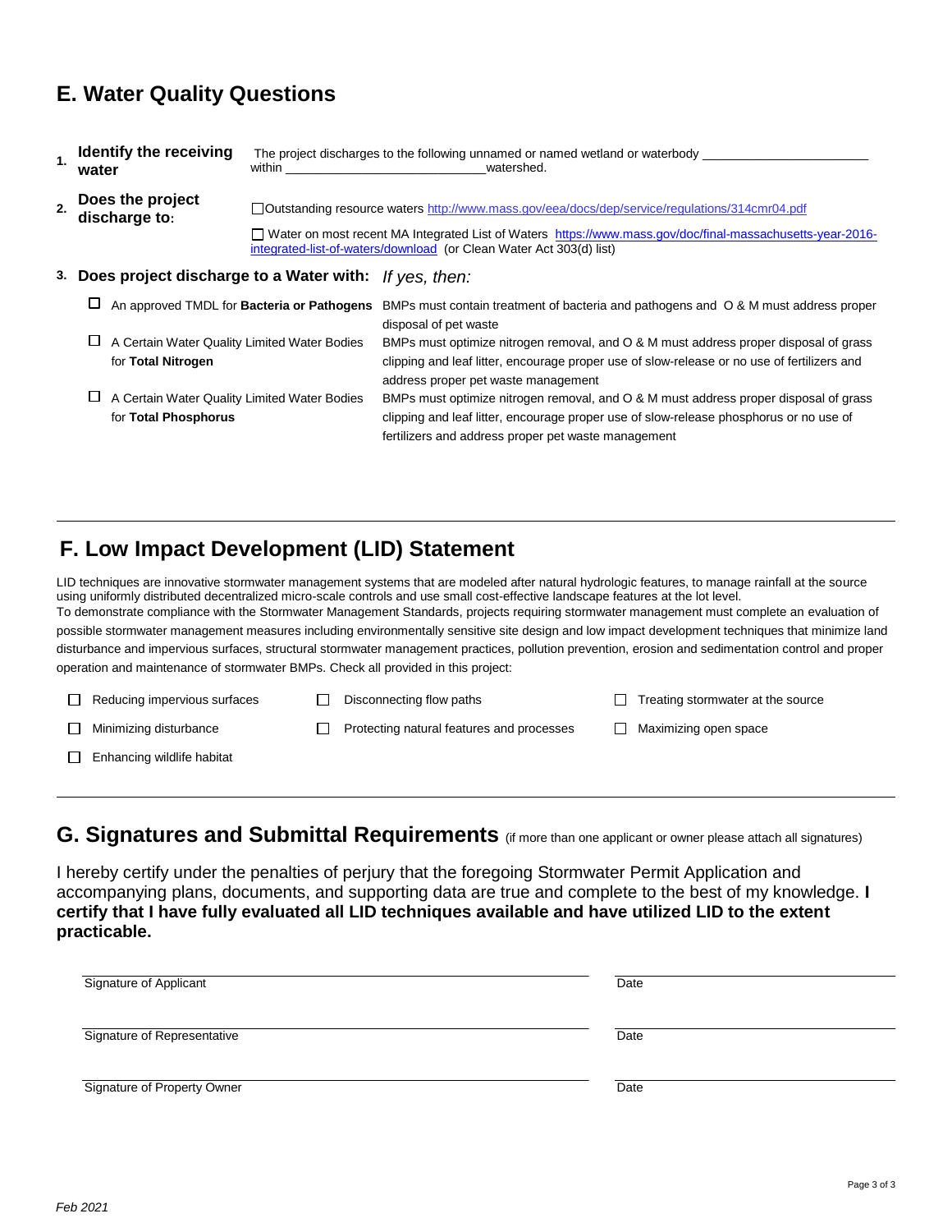## E. Water Quality Questions

1. **Identify the receiving water** — The project discharges to the following unnamed or named wetland or waterbody \_\_\_\_\_\_\_\_\_\_\_\_\_\_\_\_\_\_\_\_\_\_\_\_ within \_\_\_\_\_\_\_\_\_\_\_\_\_\_\_\_\_\_\_\_\_\_\_\_\_\_\_\_ watershed.

2. **Does the project discharge to:**
   - ☐ Outstanding resource waters http://www.mass.gov/eea/docs/dep/service/regulations/314cmr04.pdf
   - ☐ Water on most recent MA Integrated List of Waters https://www.mass.gov/doc/final-massachusetts-year-2016-integrated-list-of-waters/download (or Clean Water Act 303(d) list)

3. **Does project discharge to a Water with:** *If yes, then:*

| | |
|---|---|
| ☐ An approved TMDL for **Bacteria or Pathogens** | BMPs must contain treatment of bacteria and pathogens and O & M must address proper disposal of pet waste |
| ☐ A Certain Water Quality Limited Water Bodies for **Total Nitrogen** | BMPs must optimize nitrogen removal, and O & M must address proper disposal of grass clipping and leaf litter, encourage proper use of slow-release or no use of fertilizers and address proper pet waste management |
| ☐ A Certain Water Quality Limited Water Bodies for **Total Phosphorus** | BMPs must optimize nitrogen removal, and O & M must address proper disposal of grass clipping and leaf litter, encourage proper use of slow-release phosphorus or no use of fertilizers and address proper pet waste management |

## F. Low Impact Development (LID) Statement

LID techniques are innovative stormwater management systems that are modeled after natural hydrologic features, to manage rainfall at the source using uniformly distributed decentralized micro-scale controls and use small cost-effective landscape features at the lot level.
To demonstrate compliance with the Stormwater Management Standards, projects requiring stormwater management must complete an evaluation of possible stormwater management measures including environmentally sensitive site design and low impact development techniques that minimize land disturbance and impervious surfaces, structural stormwater management practices, pollution prevention, erosion and sedimentation control and proper operation and maintenance of stormwater BMPs. Check all provided in this project:

- ☐ Reducing impervious surfaces
- ☐ Disconnecting flow paths
- ☐ Treating stormwater at the source
- ☐ Minimizing disturbance
- ☐ Protecting natural features and processes
- ☐ Maximizing open space
- ☐ Enhancing wildlife habitat

## G. Signatures and Submittal Requirements (if more than one applicant or owner please attach all signatures)

I hereby certify under the penalties of perjury that the foregoing Stormwater Permit Application and accompanying plans, documents, and supporting data are true and complete to the best of my knowledge. **I certify that I have fully evaluated all LID techniques available and have utilized LID to the extent practicable.**

\_\_\_\_\_\_\_\_\_\_\_\_\_\_\_\_\_\_\_\_\_\_\_\_\_\_\_\_\_\_\_\_\_\_\_\_\_\_\_\_ \_\_\_\_\_\_\_\_\_\_\_\_\_\_\_\_\_\_\_\_
Signature of Applicant — Date

\_\_\_\_\_\_\_\_\_\_\_\_\_\_\_\_\_\_\_\_\_\_\_\_\_\_\_\_\_\_\_\_\_\_\_\_\_\_\_\_ \_\_\_\_\_\_\_\_\_\_\_\_\_\_\_\_\_\_\_\_
Signature of Representative — Date

\_\_\_\_\_\_\_\_\_\_\_\_\_\_\_\_\_\_\_\_\_\_\_\_\_\_\_\_\_\_\_\_\_\_\_\_\_\_\_\_ \_\_\_\_\_\_\_\_\_\_\_\_\_\_\_\_\_\_\_\_
Signature of Property Owner — Date

*Feb 2021*